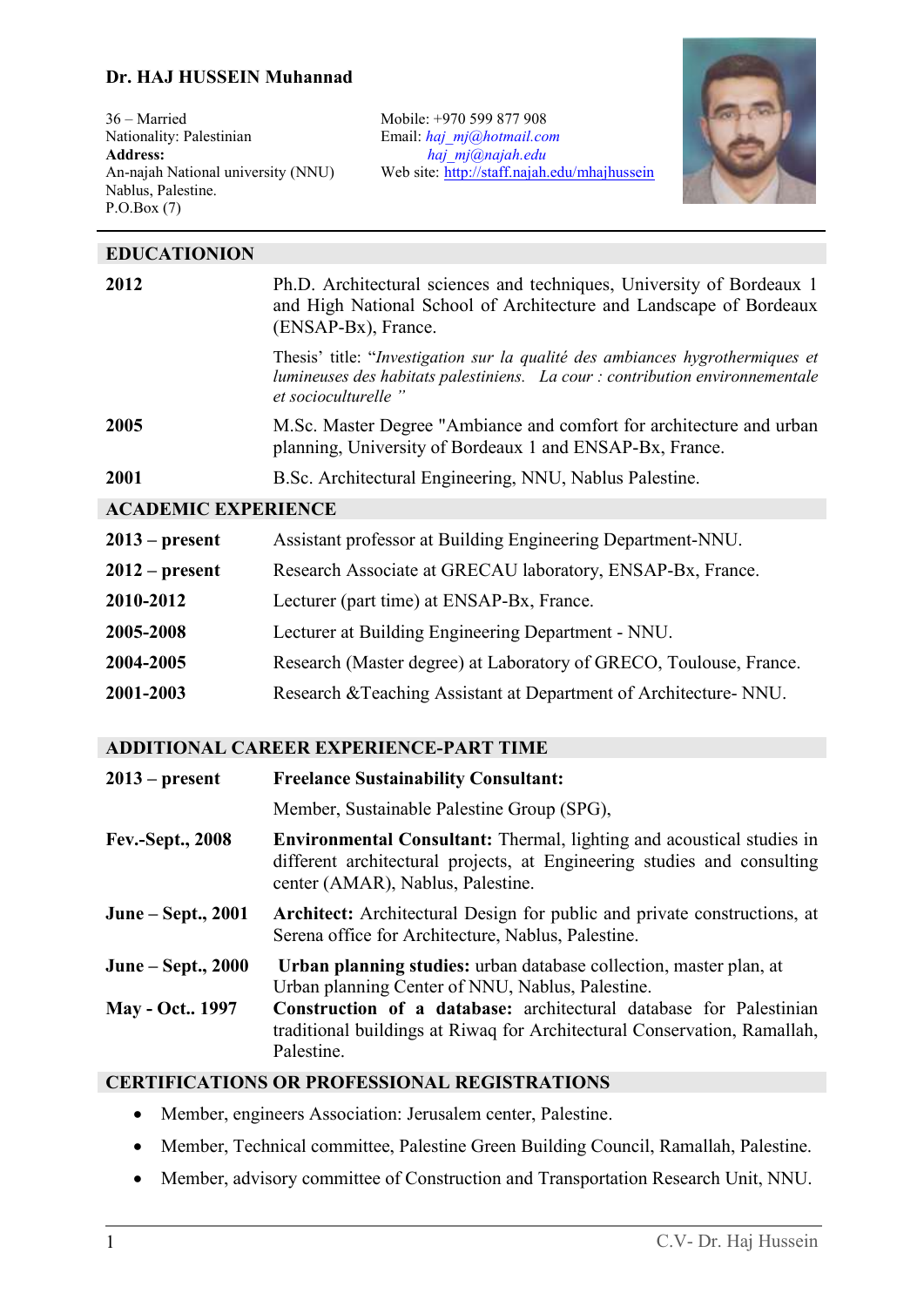# Dr. HAJ HUSSEIN Muhannad

36 – Married
Nationality: Palestinian
**Address:**
An-najah National university (NNU)
Nablus, Palestine.
P.O.Box (7)

Mobile: +970 599 877 908
Email: *haj_mj@hotmail.com*
*haj_mj@najah.edu*
Web site: http://staff.najah.edu/mhajhussein

## EDUCATIONION

| | |
|---|---|
| **2012** | Ph.D. Architectural sciences and techniques, University of Bordeaux 1 and High National School of Architecture and Landscape of Bordeaux (ENSAP-Bx), France.<br>Thesis' title: "*Investigation sur la qualité des ambiances hygrothermiques et lumineuses des habitats palestiniens. La cour : contribution environnementale et socioculturelle* " |
| **2005** | M.Sc. Master Degree "Ambiance and comfort for architecture and urban planning, University of Bordeaux 1 and ENSAP-Bx, France. |
| **2001** | B.Sc. Architectural Engineering, NNU, Nablus Palestine. |

## ACADEMIC EXPERIENCE

| | |
|---|---|
| **2013 – present** | Assistant professor at Building Engineering Department-NNU. |
| **2012 – present** | Research Associate at GRECAU laboratory, ENSAP-Bx, France. |
| **2010-2012** | Lecturer (part time) at ENSAP-Bx, France. |
| **2005-2008** | Lecturer at Building Engineering Department - NNU. |
| **2004-2005** | Research (Master degree) at Laboratory of GRECO, Toulouse, France. |
| **2001-2003** | Research &Teaching Assistant at Department of Architecture- NNU. |

## ADDITIONAL CAREER EXPERIENCE-PART TIME

| | |
|---|---|
| **2013 – present** | **Freelance Sustainability Consultant:**<br>Member, Sustainable Palestine Group (SPG), |
| **Fev.-Sept., 2008** | **Environmental Consultant:** Thermal, lighting and acoustical studies in different architectural projects, at Engineering studies and consulting center (AMAR), Nablus, Palestine. |
| **June – Sept., 2001** | **Architect:** Architectural Design for public and private constructions, at Serena office for Architecture, Nablus, Palestine. |
| **June – Sept., 2000** | **Urban planning studies:** urban database collection, master plan, at Urban planning Center of NNU, Nablus, Palestine. |
| **May - Oct.. 1997** | **Construction of a database:** architectural database for Palestinian traditional buildings at Riwaq for Architectural Conservation, Ramallah, Palestine. |

## CERTIFICATIONS OR PROFESSIONAL REGISTRATIONS

- Member, engineers Association: Jerusalem center, Palestine.
- Member, Technical committee, Palestine Green Building Council, Ramallah, Palestine.
- Member, advisory committee of Construction and Transportation Research Unit, NNU.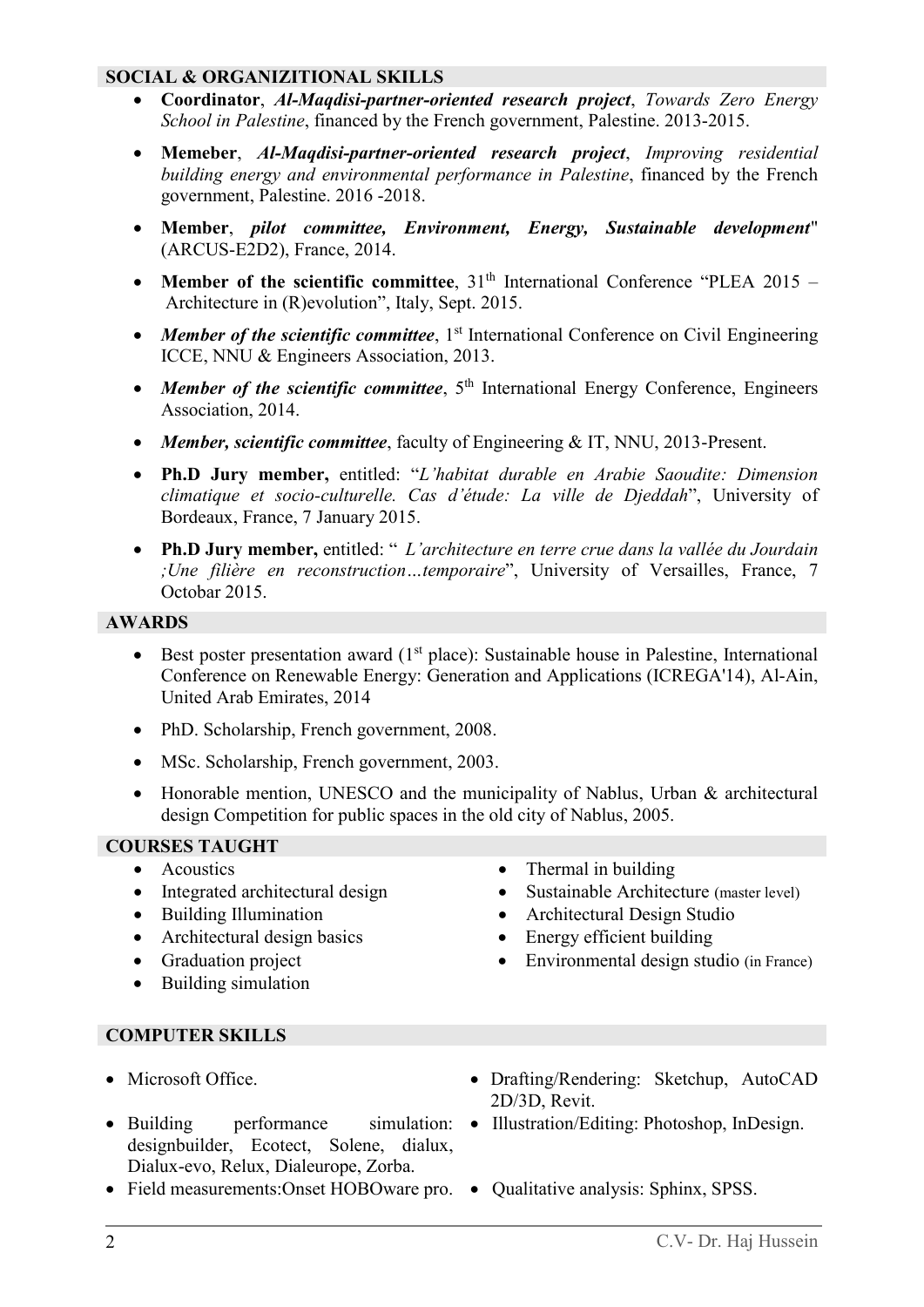## SOCIAL & ORGANIZITIONAL SKILLS

- **Coordinator**, ***Al-Maqdisi-partner-oriented research project***, *Towards Zero Energy School in Palestine*, financed by the French government, Palestine. 2013-2015.
- **Memeber**, ***Al-Maqdisi-partner-oriented research project***, *Improving residential building energy and environmental performance in Palestine*, financed by the French government, Palestine. 2016 -2018.
- **Member**, ***pilot committee, Environment, Energy, Sustainable development***" (ARCUS-E2D2), France, 2014.
- **Member of the scientific committee**, 31th International Conference "PLEA 2015 – Architecture in (R)evolution", Italy, Sept. 2015.
- ***Member of the scientific committee***, 1st International Conference on Civil Engineering ICCE, NNU & Engineers Association, 2013.
- ***Member of the scientific committee***, 5th International Energy Conference, Engineers Association, 2014.
- ***Member, scientific committee***, faculty of Engineering & IT, NNU, 2013-Present.
- **Ph.D Jury member,** entitled: "*L'habitat durable en Arabie Saoudite: Dimension climatique et socio-culturelle. Cas d'étude: La ville de Djeddah*", University of Bordeaux, France, 7 January 2015.
- **Ph.D Jury member,** entitled: " *L'architecture en terre crue dans la vallée du Jourdain ;Une filière en reconstruction…temporaire*", University of Versailles, France, 7 Octobar 2015.

## AWARDS

- Best poster presentation award (1st place): Sustainable house in Palestine, International Conference on Renewable Energy: Generation and Applications (ICREGA'14), Al-Ain, United Arab Emirates, 2014
- PhD. Scholarship, French government, 2008.
- MSc. Scholarship, French government, 2003.
- Honorable mention, UNESCO and the municipality of Nablus, Urban & architectural design Competition for public spaces in the old city of Nablus, 2005.

## COURSES TAUGHT

- Acoustics
- Integrated architectural design
- Building Illumination
- Architectural design basics
- Graduation project
- Building simulation
- Thermal in building
- Sustainable Architecture (master level)
- Architectural Design Studio
- Energy efficient building
- Environmental design studio (in France)

## COMPUTER SKILLS

- Microsoft Office.
- Drafting/Rendering: Sketchup, AutoCAD 2D/3D, Revit.
- Building performance simulation: designbuilder, Ecotect, Solene, dialux, Dialux-evo, Relux, Dialeurope, Zorba.
- Illustration/Editing: Photoshop, InDesign.
- Field measurements:Onset HOBOware pro.
- Qualitative analysis: Sphinx, SPSS.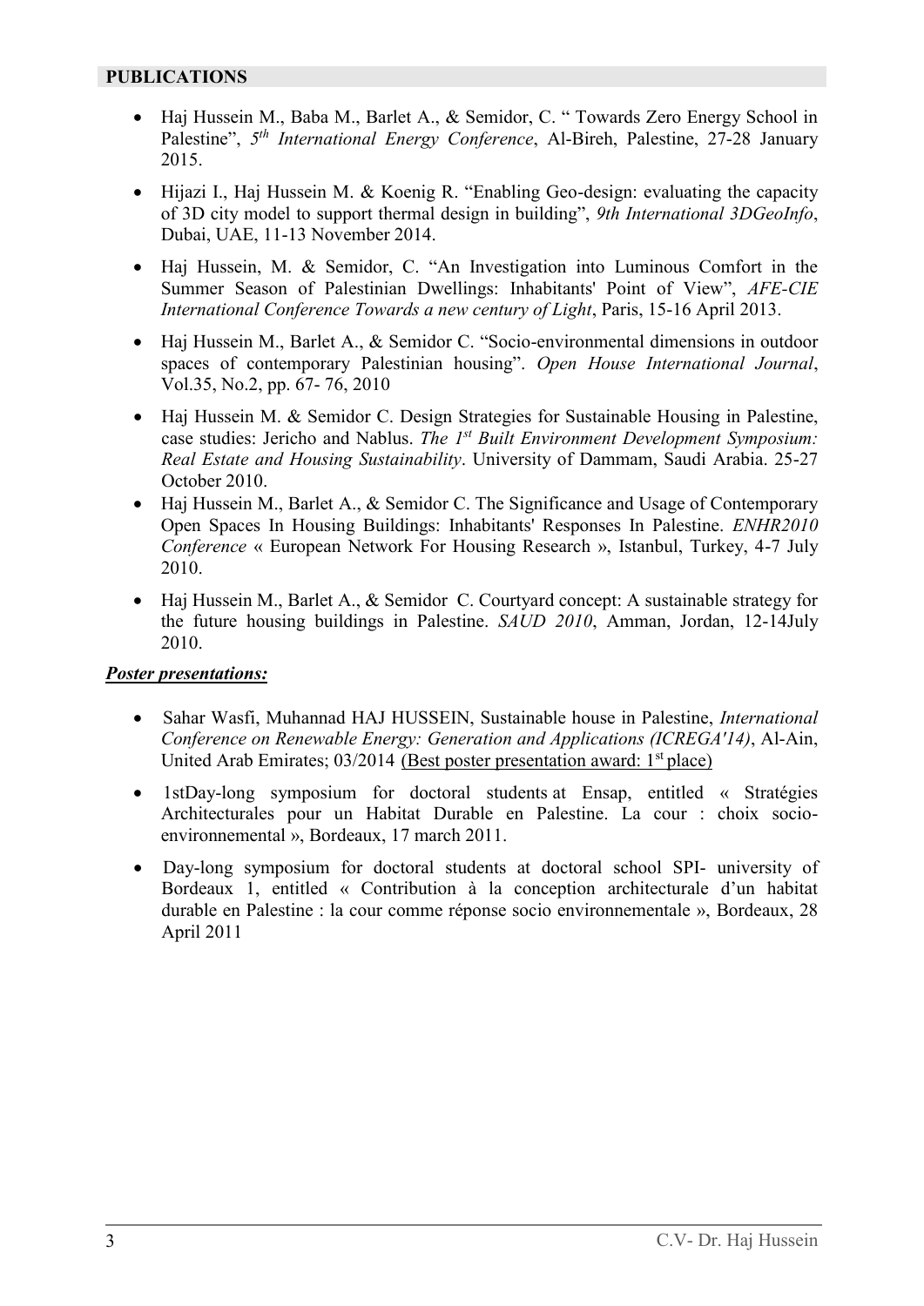## PUBLICATIONS

- Haj Hussein M., Baba M., Barlet A., & Semidor, C. " Towards Zero Energy School in Palestine", *5th International Energy Conference*, Al-Bireh, Palestine, 27-28 January 2015.
- Hijazi I., Haj Hussein M. & Koenig R. "Enabling Geo-design: evaluating the capacity of 3D city model to support thermal design in building", *9th International 3DGeoInfo*, Dubai, UAE, 11-13 November 2014.
- Haj Hussein, M. & Semidor, C. "An Investigation into Luminous Comfort in the Summer Season of Palestinian Dwellings: Inhabitants' Point of View", *AFE-CIE International Conference Towards a new century of Light*, Paris, 15-16 April 2013.
- Haj Hussein M., Barlet A., & Semidor C. "Socio-environmental dimensions in outdoor spaces of contemporary Palestinian housing". *Open House International Journal*, Vol.35, No.2, pp. 67- 76, 2010
- Haj Hussein M. & Semidor C. Design Strategies for Sustainable Housing in Palestine, case studies: Jericho and Nablus. *The 1st Built Environment Development Symposium: Real Estate and Housing Sustainability*. University of Dammam, Saudi Arabia. 25-27 October 2010.
- Haj Hussein M., Barlet A., & Semidor C. The Significance and Usage of Contemporary Open Spaces In Housing Buildings: Inhabitants' Responses In Palestine. *ENHR2010 Conference* « European Network For Housing Research », Istanbul, Turkey, 4-7 July 2010.
- Haj Hussein M., Barlet A., & Semidor C. Courtyard concept: A sustainable strategy for the future housing buildings in Palestine. *SAUD 2010*, Amman, Jordan, 12-14July 2010.

***Poster presentations:***

- Sahar Wasfi, Muhannad HAJ HUSSEIN, Sustainable house in Palestine, *International Conference on Renewable Energy: Generation and Applications (ICREGA'14)*, Al-Ain, United Arab Emirates; 03/2014 (Best poster presentation award: 1st place)
- 1stDay-long symposium for doctoral students at Ensap, entitled « Stratégies Architecturales pour un Habitat Durable en Palestine. La cour : choix socio-environnemental », Bordeaux, 17 march 2011.
- Day-long symposium for doctoral students at doctoral school SPI- university of Bordeaux 1, entitled « Contribution à la conception architecturale d'un habitat durable en Palestine : la cour comme réponse socio environnementale », Bordeaux, 28 April 2011